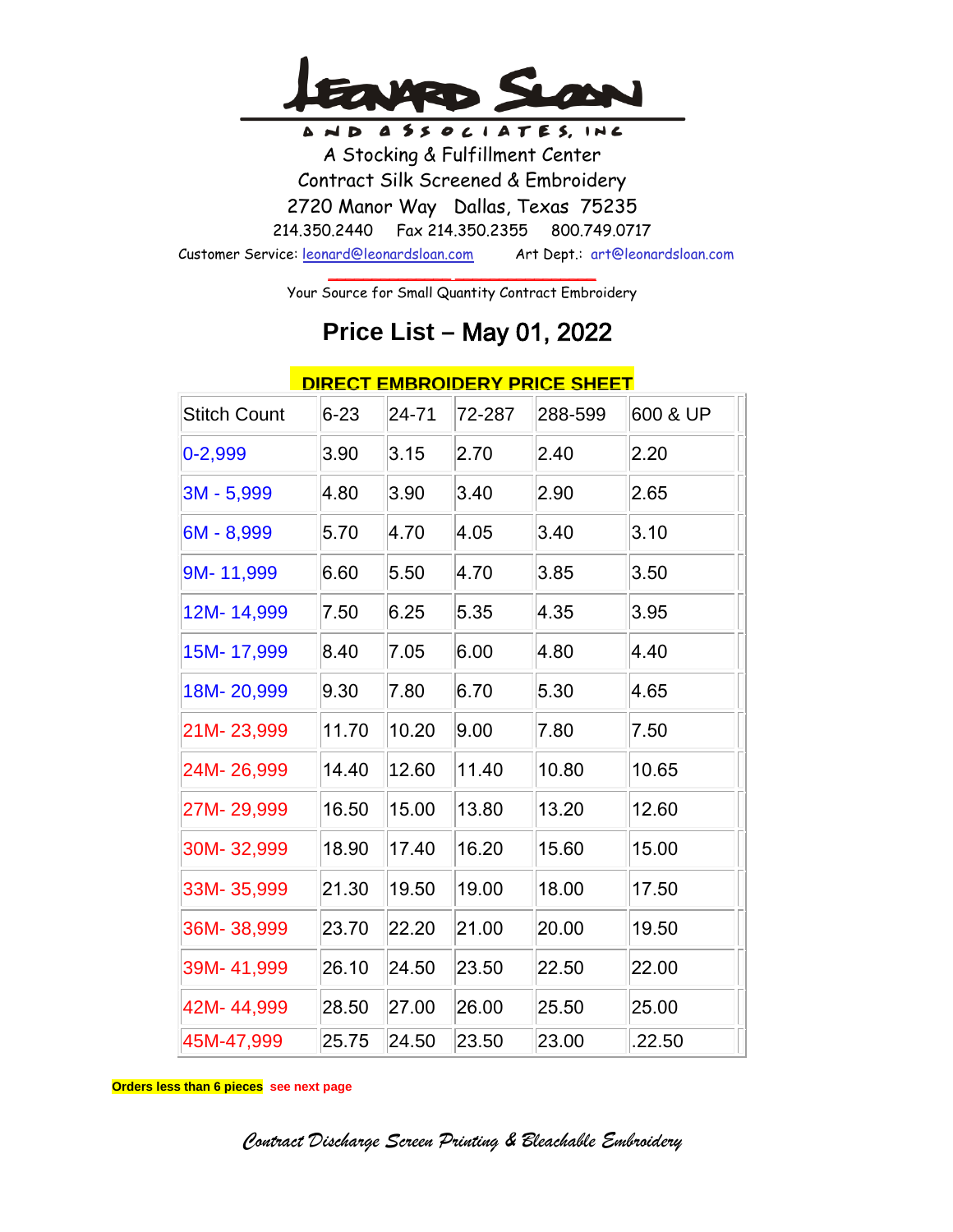# LEONARD SLOAN

AND ASSOCIATES, INC

A Stocking & Fulfillment Center

Contract Silk Screened & Embroidery

2720 Manor Way Dallas, Texas 75235

214.350.2440 Fax 214.350.2355 800.749.0717

Customer Service: leonard@leonardsloan.com Art Dept.: art@leonardsloan.com

Your Source for Small Quantity Contract Embroidery

## Price List – May 01, 2022

### DIRECT EMBROIDERY PRICE SHEET

| Stitch Count | 6-23 | 24-71 | 72-287 | 288-599 | 600 & UP |
|---|---|---|---|---|---|
| 0-2,999 | 3.90 | 3.15 | 2.70 | 2.40 | 2.20 |
| 3M - 5,999 | 4.80 | 3.90 | 3.40 | 2.90 | 2.65 |
| 6M - 8,999 | 5.70 | 4.70 | 4.05 | 3.40 | 3.10 |
| 9M- 11,999 | 6.60 | 5.50 | 4.70 | 3.85 | 3.50 |
| 12M- 14,999 | 7.50 | 6.25 | 5.35 | 4.35 | 3.95 |
| 15M- 17,999 | 8.40 | 7.05 | 6.00 | 4.80 | 4.40 |
| 18M- 20,999 | 9.30 | 7.80 | 6.70 | 5.30 | 4.65 |
| 21M- 23,999 | 11.70 | 10.20 | 9.00 | 7.80 | 7.50 |
| 24M- 26,999 | 14.40 | 12.60 | 11.40 | 10.80 | 10.65 |
| 27M- 29,999 | 16.50 | 15.00 | 13.80 | 13.20 | 12.60 |
| 30M- 32,999 | 18.90 | 17.40 | 16.20 | 15.60 | 15.00 |
| 33M- 35,999 | 21.30 | 19.50 | 19.00 | 18.00 | 17.50 |
| 36M- 38,999 | 23.70 | 22.20 | 21.00 | 20.00 | 19.50 |
| 39M- 41,999 | 26.10 | 24.50 | 23.50 | 22.50 | 22.00 |
| 42M- 44,999 | 28.50 | 27.00 | 26.00 | 25.50 | 25.00 |
| 45M-47,999 | 25.75 | 24.50 | 23.50 | 23.00 | .22.50 |

**Orders less than 6 pieces** **see next page**

*Contract Discharge Screen Printing & Bleachable Embroidery*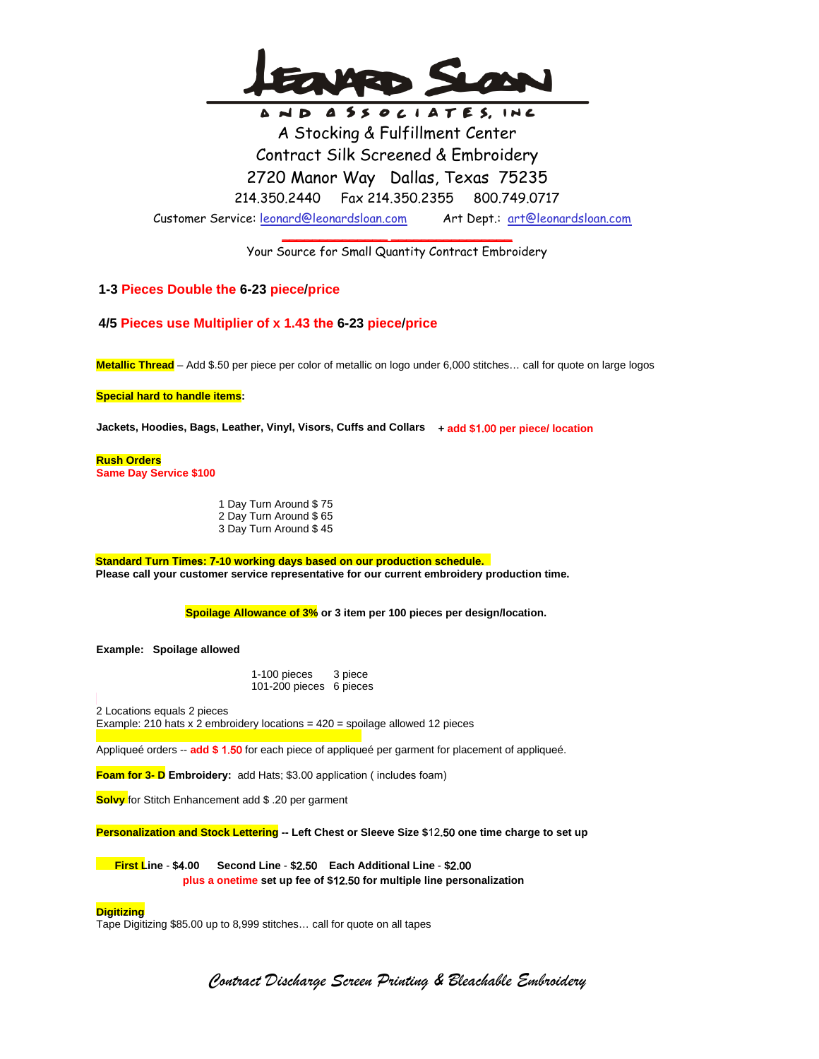# LEONARD SLOAN

AND ASSOCIATES, INC

A Stocking & Fulfillment Center

Contract Silk Screened & Embroidery

2720 Manor Way Dallas, Texas 75235

214.350.2440 Fax 214.350.2355 800.749.0717

Customer Service: leonard@leonardsloan.com Art Dept.: art@leonardsloan.com

Your Source for Small Quantity Contract Embroidery

**1-3 Pieces Double the 6-23 piece/price**

**4/5 Pieces use Multiplier of x 1.43 the 6-23 piece/price**

**Metallic Thread** – Add $.50 per piece per color of metallic on logo under 6,000 stitches… call for quote on large logos

**Special hard to handle items:**

**Jackets, Hoodies, Bags, Leather, Vinyl, Visors, Cuffs and Collars** **+ add $1.00 per piece/ location**

**Rush Orders**
**Same Day Service $100**

1 Day Turn Around $ 75
2 Day Turn Around $ 65
3 Day Turn Around $ 45

**Standard Turn Times: 7-10 working days based on our production schedule.**
**Please call your customer service representative for our current embroidery production time.**

**Spoilage Allowance of 3% or 3 item per 100 pieces per design/location.**

**Example: Spoilage allowed**

| | |
|---|---|
| 1-100 pieces | 3 piece |
| 101-200 pieces | 6 pieces |

2 Locations equals 2 pieces
Example: 210 hats x 2 embroidery locations = 420 = spoilage allowed 12 pieces

Appliqueé orders -- **add $ 1.50** for each piece of appliqueé per garment for placement of appliqueé.

**Foam for 3- D Embroidery:** add Hats; $3.00 application ( includes foam)

**Solvy** for Stitch Enhancement add $ .20 per garment

**Personalization and Stock Lettering -- Left Chest or Sleeve Size $12.50 one time charge to set up**

**First Line - $4.00 Second Line - $2.50 Each Additional Line - $2.00**
**plus a onetime set up fee of $12.50 for multiple line personalization**

**Digitizing**
Tape Digitizing $85.00 up to 8,999 stitches… call for quote on all tapes

*Contract Discharge Screen Printing & Bleachable Embroidery*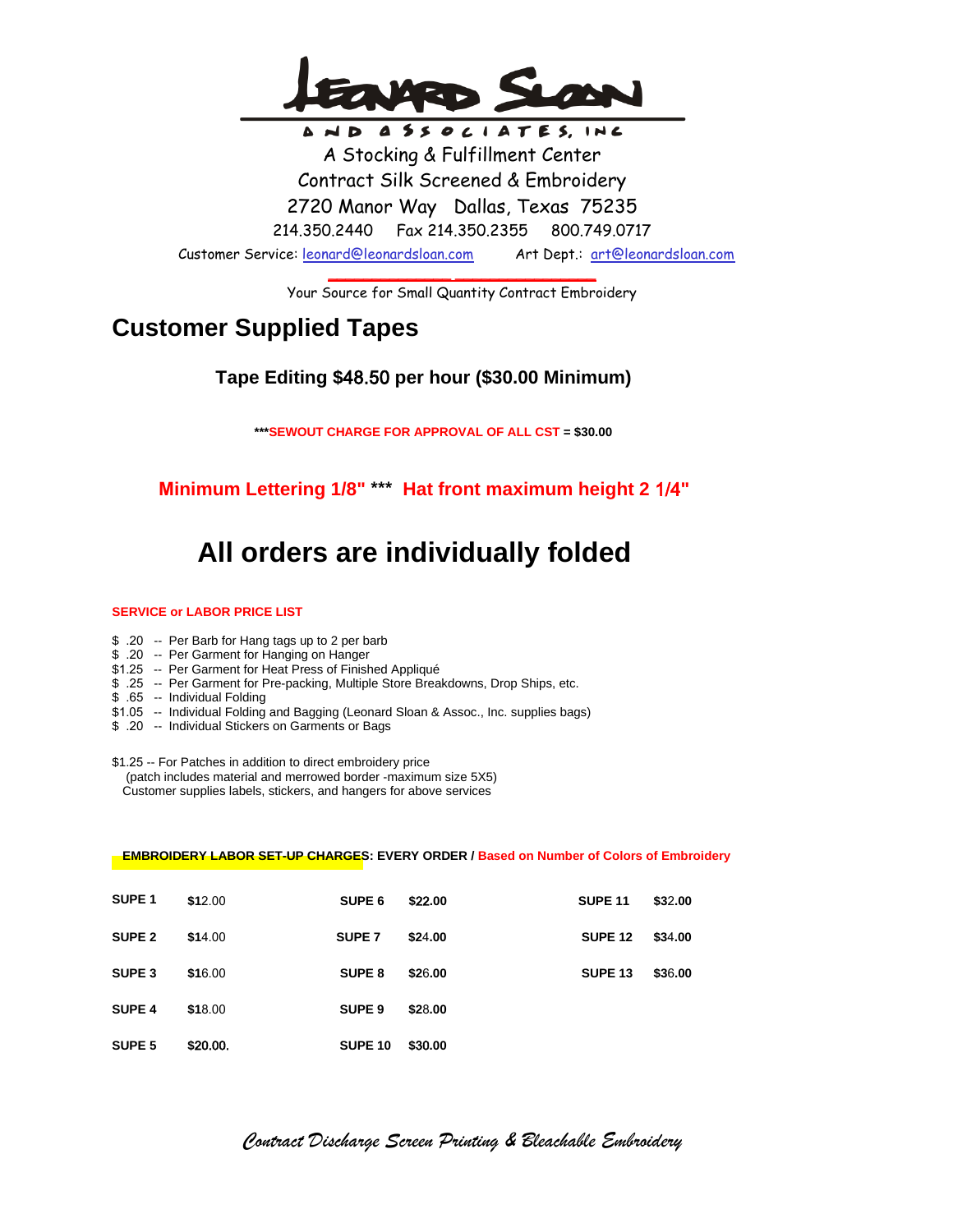# LEONARD SLOAN

AND ASSOCIATES, INC

A Stocking & Fulfillment Center

Contract Silk Screened & Embroidery

2720 Manor Way   Dallas, Texas 75235

214.350.2440   Fax 214.350.2355   800.749.0717

Customer Service: leonard@leonardsloan.com   Art Dept.: art@leonardsloan.com

Your Source for Small Quantity Contract Embroidery

## Customer Supplied Tapes

### Tape Editing $48.50 per hour ($30.00 Minimum)

*****SEWOUT CHARGE FOR APPROVAL OF ALL CST = $30.00**

**Minimum Lettering 1/8" *** Hat front maximum height 2 1/4"**

## All orders are individually folded

**SERVICE or LABOR PRICE LIST**

- $ .20 -- Per Barb for Hang tags up to 2 per barb
- $ .20 -- Per Garment for Hanging on Hanger
- $1.25 -- Per Garment for Heat Press of Finished Appliqué
- $ .25 -- Per Garment for Pre-packing, Multiple Store Breakdowns, Drop Ships, etc.
- $ .65 -- Individual Folding
- $1.05 -- Individual Folding and Bagging (Leonard Sloan & Assoc., Inc. supplies bags)
- $ .20 -- Individual Stickers on Garments or Bags

$1.25 -- For Patches in addition to direct embroidery price
(patch includes material and merrowed border -maximum size 5X5)
Customer supplies labels, stickers, and hangers for above services

**EMBROIDERY LABOR SET-UP CHARGES: EVERY ORDER / Based on Number of Colors of Embroidery**

| | | | | | |
|---|---|---|---|---|---|
| **SUPE 1** | $12.00 | **SUPE 6** | **$22.00** | **SUPE 11** | **$32.00** |
| **SUPE 2** | $14.00 | **SUPE 7** | **$24.00** | **SUPE 12** | **$34.00** |
| **SUPE 3** | $16.00 | **SUPE 8** | **$26.00** | **SUPE 13** | **$36.00** |
| **SUPE 4** | $18.00 | **SUPE 9** | **$28.00** | | |
| **SUPE 5** | **$20.00.** | **SUPE 10** | **$30.00** | | |

*Contract Discharge Screen Printing & Bleachable Embroidery*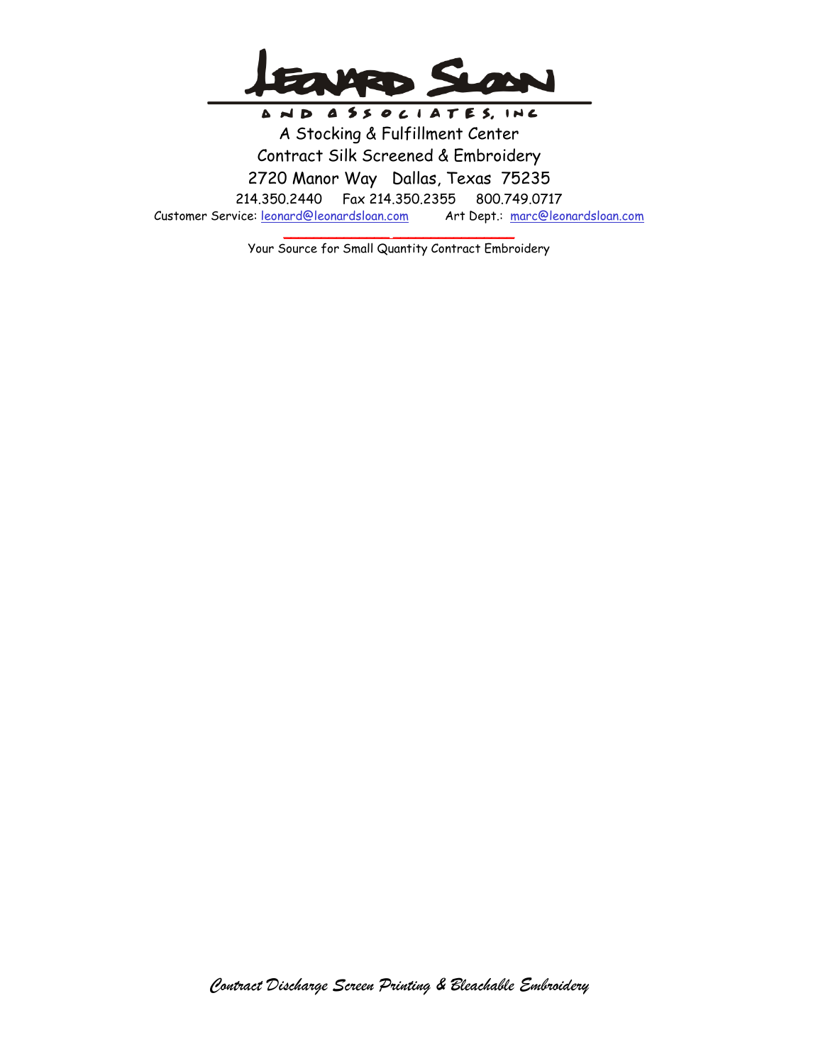# LEONARD SLOAN

AND ASSOCIATES, INC

A Stocking & Fulfillment Center

Contract Silk Screened & Embroidery

2720 Manor Way Dallas, Texas 75235

214.350.2440 Fax 214.350.2355 800.749.0717

Customer Service: leonard@leonardsloan.com Art Dept.: marc@leonardsloan.com

Your Source for Small Quantity Contract Embroidery

*Contract Discharge Screen Printing & Bleachable Embroidery*